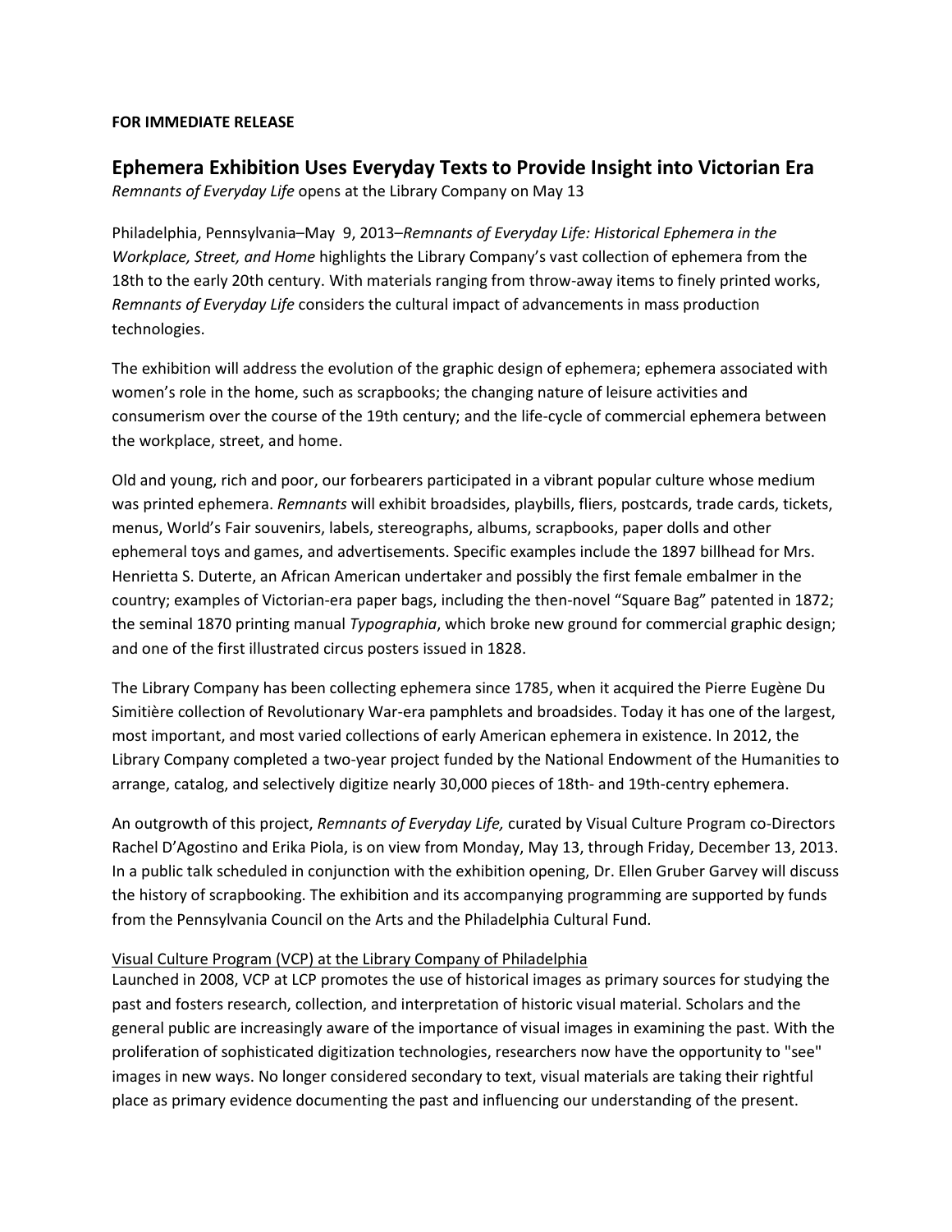**FOR IMMEDIATE RELEASE**

## Ephemera Exhibition Uses Everyday Texts to Provide Insight into Victorian Era

*Remnants of Everyday Life* opens at the Library Company on May 13

Philadelphia, Pennsylvania–May 9, 2013–*Remnants of Everyday Life: Historical Ephemera in the Workplace, Street, and Home* highlights the Library Company's vast collection of ephemera from the 18th to the early 20th century. With materials ranging from throw-away items to finely printed works, *Remnants of Everyday Life* considers the cultural impact of advancements in mass production technologies.

The exhibition will address the evolution of the graphic design of ephemera; ephemera associated with women's role in the home, such as scrapbooks; the changing nature of leisure activities and consumerism over the course of the 19th century; and the life-cycle of commercial ephemera between the workplace, street, and home.

Old and young, rich and poor, our forbearers participated in a vibrant popular culture whose medium was printed ephemera. *Remnants* will exhibit broadsides, playbills, fliers, postcards, trade cards, tickets, menus, World's Fair souvenirs, labels, stereographs, albums, scrapbooks, paper dolls and other ephemeral toys and games, and advertisements. Specific examples include the 1897 billhead for Mrs. Henrietta S. Duterte, an African American undertaker and possibly the first female embalmer in the country; examples of Victorian-era paper bags, including the then-novel "Square Bag" patented in 1872; the seminal 1870 printing manual *Typographia*, which broke new ground for commercial graphic design; and one of the first illustrated circus posters issued in 1828.

The Library Company has been collecting ephemera since 1785, when it acquired the Pierre Eugène Du Simitière collection of Revolutionary War-era pamphlets and broadsides. Today it has one of the largest, most important, and most varied collections of early American ephemera in existence. In 2012, the Library Company completed a two-year project funded by the National Endowment of the Humanities to arrange, catalog, and selectively digitize nearly 30,000 pieces of 18th- and 19th-centry ephemera.

An outgrowth of this project, *Remnants of Everyday Life,* curated by Visual Culture Program co-Directors Rachel D'Agostino and Erika Piola, is on view from Monday, May 13, through Friday, December 13, 2013. In a public talk scheduled in conjunction with the exhibition opening, Dr. Ellen Gruber Garvey will discuss the history of scrapbooking. The exhibition and its accompanying programming are supported by funds from the Pennsylvania Council on the Arts and the Philadelphia Cultural Fund.

<u>Visual Culture Program (VCP) at the Library Company of Philadelphia</u>

Launched in 2008, VCP at LCP promotes the use of historical images as primary sources for studying the past and fosters research, collection, and interpretation of historic visual material. Scholars and the general public are increasingly aware of the importance of visual images in examining the past. With the proliferation of sophisticated digitization technologies, researchers now have the opportunity to "see" images in new ways. No longer considered secondary to text, visual materials are taking their rightful place as primary evidence documenting the past and influencing our understanding of the present.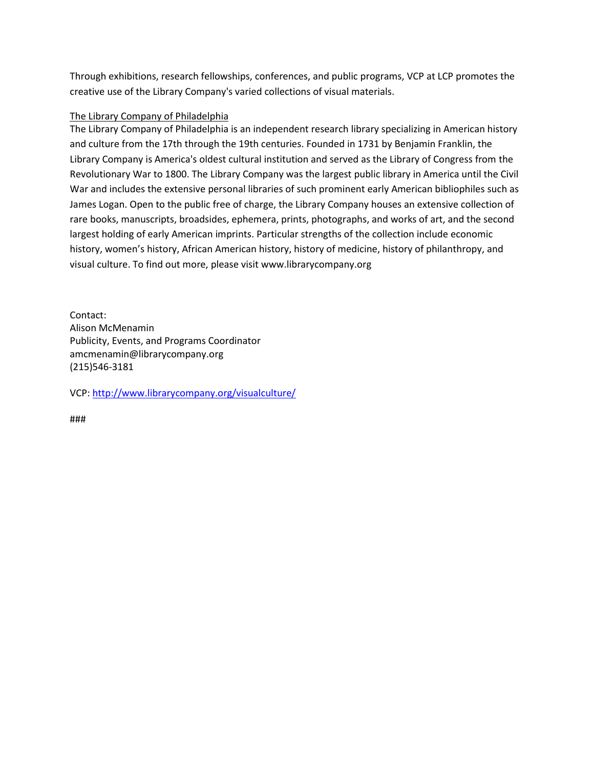Through exhibitions, research fellowships, conferences, and public programs, VCP at LCP promotes the creative use of the Library Company's varied collections of visual materials.

The Library Company of Philadelphia

The Library Company of Philadelphia is an independent research library specializing in American history and culture from the 17th through the 19th centuries. Founded in 1731 by Benjamin Franklin, the Library Company is America's oldest cultural institution and served as the Library of Congress from the Revolutionary War to 1800. The Library Company was the largest public library in America until the Civil War and includes the extensive personal libraries of such prominent early American bibliophiles such as James Logan. Open to the public free of charge, the Library Company houses an extensive collection of rare books, manuscripts, broadsides, ephemera, prints, photographs, and works of art, and the second largest holding of early American imprints. Particular strengths of the collection include economic history, women's history, African American history, history of medicine, history of philanthropy, and visual culture. To find out more, please visit www.librarycompany.org

Contact:
Alison McMenamin
Publicity, Events, and Programs Coordinator
amcmenamin@librarycompany.org
(215)546-3181

VCP: http://www.librarycompany.org/visualculture/

###